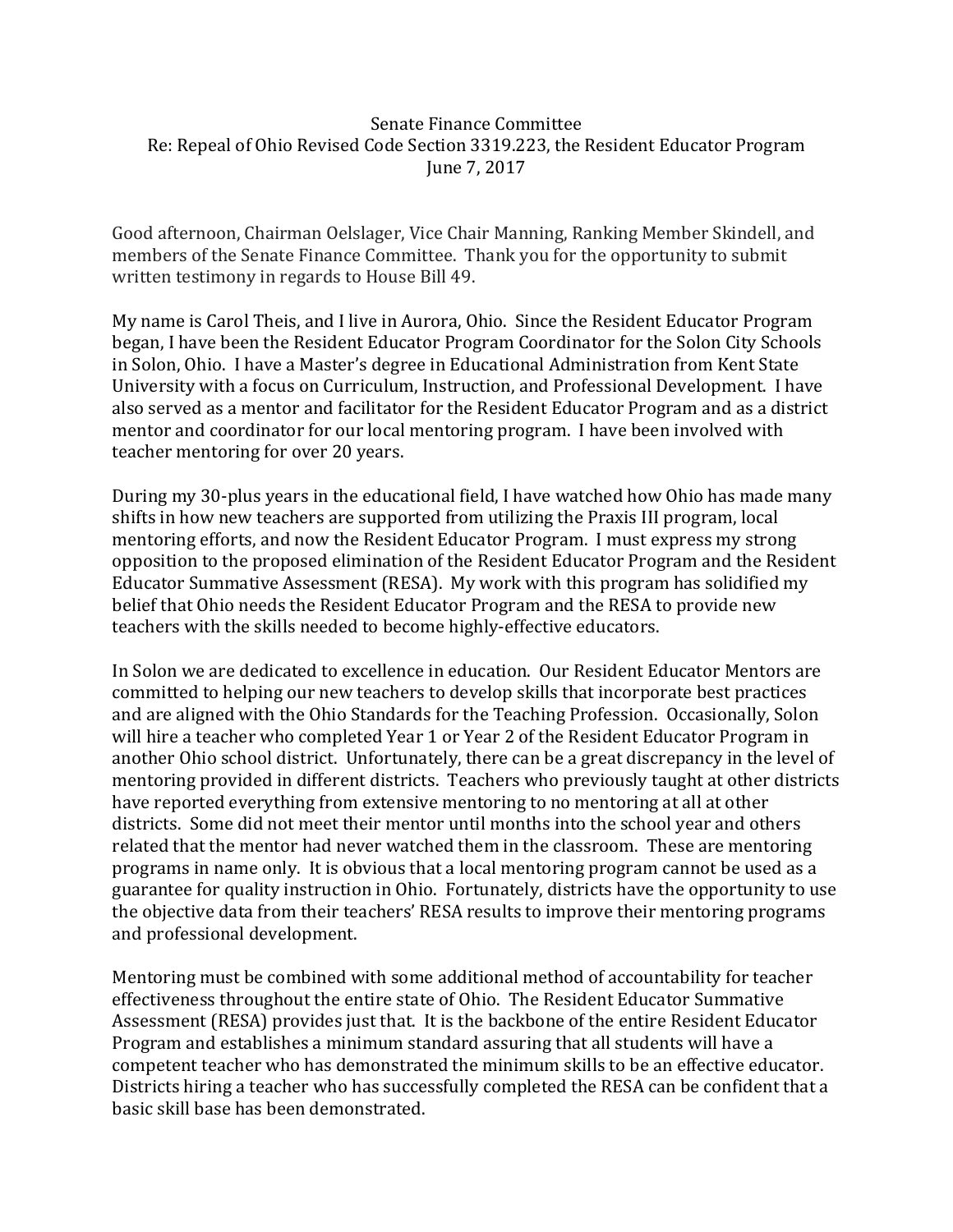Senate Finance Committee
Re: Repeal of Ohio Revised Code Section 3319.223, the Resident Educator Program
June 7, 2017

Good afternoon, Chairman Oelslager, Vice Chair Manning, Ranking Member Skindell, and members of the Senate Finance Committee. Thank you for the opportunity to submit written testimony in regards to House Bill 49.

My name is Carol Theis, and I live in Aurora, Ohio. Since the Resident Educator Program began, I have been the Resident Educator Program Coordinator for the Solon City Schools in Solon, Ohio. I have a Master's degree in Educational Administration from Kent State University with a focus on Curriculum, Instruction, and Professional Development. I have also served as a mentor and facilitator for the Resident Educator Program and as a district mentor and coordinator for our local mentoring program. I have been involved with teacher mentoring for over 20 years.

During my 30-plus years in the educational field, I have watched how Ohio has made many shifts in how new teachers are supported from utilizing the Praxis III program, local mentoring efforts, and now the Resident Educator Program. I must express my strong opposition to the proposed elimination of the Resident Educator Program and the Resident Educator Summative Assessment (RESA). My work with this program has solidified my belief that Ohio needs the Resident Educator Program and the RESA to provide new teachers with the skills needed to become highly-effective educators.

In Solon we are dedicated to excellence in education. Our Resident Educator Mentors are committed to helping our new teachers to develop skills that incorporate best practices and are aligned with the Ohio Standards for the Teaching Profession. Occasionally, Solon will hire a teacher who completed Year 1 or Year 2 of the Resident Educator Program in another Ohio school district. Unfortunately, there can be a great discrepancy in the level of mentoring provided in different districts. Teachers who previously taught at other districts have reported everything from extensive mentoring to no mentoring at all at other districts. Some did not meet their mentor until months into the school year and others related that the mentor had never watched them in the classroom. These are mentoring programs in name only. It is obvious that a local mentoring program cannot be used as a guarantee for quality instruction in Ohio. Fortunately, districts have the opportunity to use the objective data from their teachers' RESA results to improve their mentoring programs and professional development.

Mentoring must be combined with some additional method of accountability for teacher effectiveness throughout the entire state of Ohio. The Resident Educator Summative Assessment (RESA) provides just that. It is the backbone of the entire Resident Educator Program and establishes a minimum standard assuring that all students will have a competent teacher who has demonstrated the minimum skills to be an effective educator. Districts hiring a teacher who has successfully completed the RESA can be confident that a basic skill base has been demonstrated.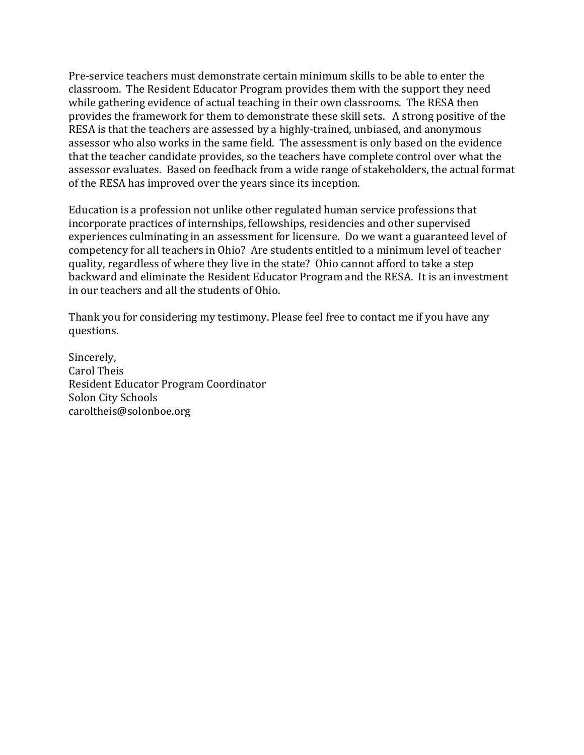Pre-service teachers must demonstrate certain minimum skills to be able to enter the classroom. The Resident Educator Program provides them with the support they need while gathering evidence of actual teaching in their own classrooms. The RESA then provides the framework for them to demonstrate these skill sets. A strong positive of the RESA is that the teachers are assessed by a highly-trained, unbiased, and anonymous assessor who also works in the same field. The assessment is only based on the evidence that the teacher candidate provides, so the teachers have complete control over what the assessor evaluates. Based on feedback from a wide range of stakeholders, the actual format of the RESA has improved over the years since its inception.

Education is a profession not unlike other regulated human service professions that incorporate practices of internships, fellowships, residencies and other supervised experiences culminating in an assessment for licensure. Do we want a guaranteed level of competency for all teachers in Ohio? Are students entitled to a minimum level of teacher quality, regardless of where they live in the state? Ohio cannot afford to take a step backward and eliminate the Resident Educator Program and the RESA. It is an investment in our teachers and all the students of Ohio.

Thank you for considering my testimony. Please feel free to contact me if you have any questions.

Sincerely,
Carol Theis
Resident Educator Program Coordinator
Solon City Schools
caroltheis@solonboe.org